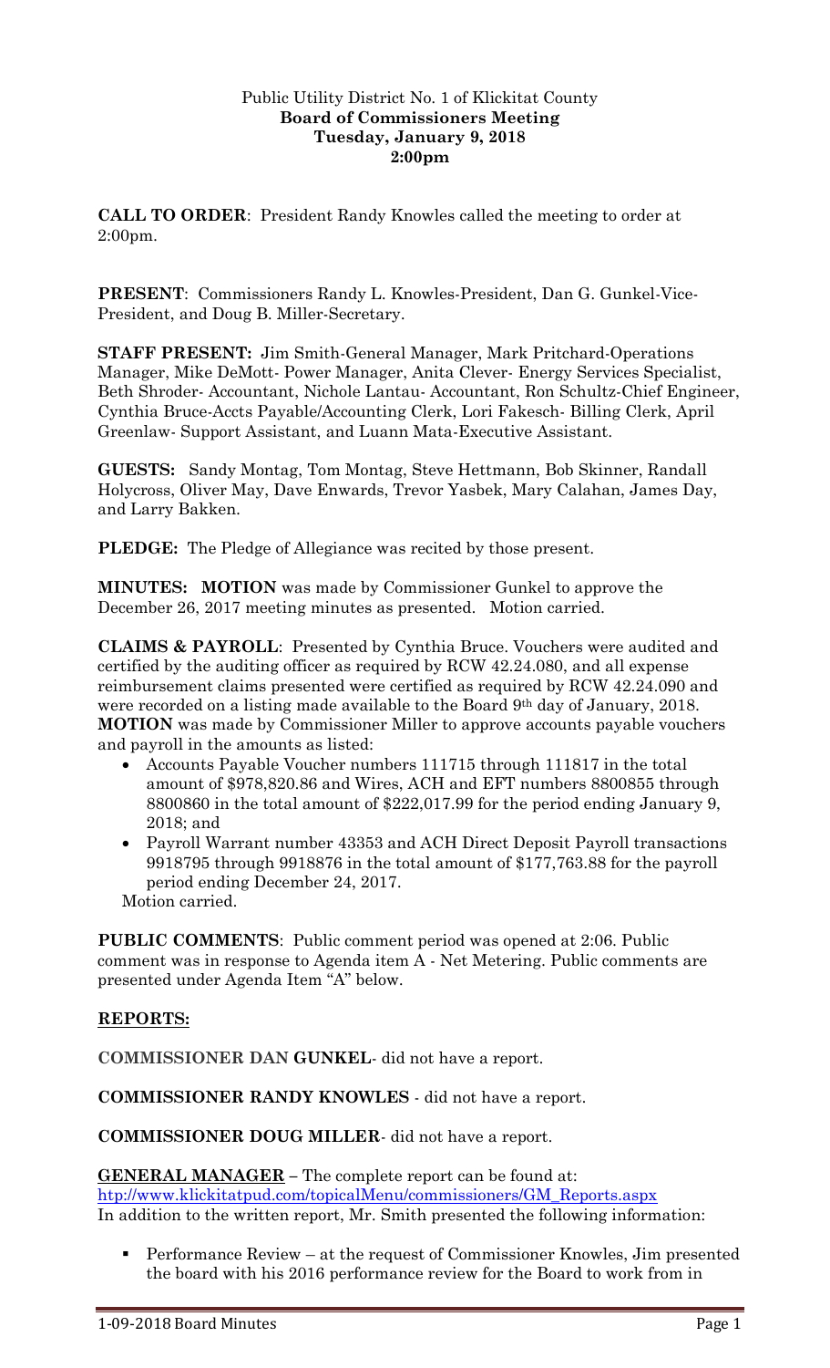Public Utility District No. 1 of Klickitat County
**Board of Commissioners Meeting**
**Tuesday, January 9, 2018**
**2:00pm**

**CALL TO ORDER**: President Randy Knowles called the meeting to order at 2:00pm.

**PRESENT**: Commissioners Randy L. Knowles-President, Dan G. Gunkel-Vice-President, and Doug B. Miller-Secretary.

**STAFF PRESENT:** Jim Smith-General Manager, Mark Pritchard-Operations Manager, Mike DeMott- Power Manager, Anita Clever- Energy Services Specialist, Beth Shroder- Accountant, Nichole Lantau- Accountant, Ron Schultz-Chief Engineer, Cynthia Bruce-Accts Payable/Accounting Clerk, Lori Fakesch- Billing Clerk, April Greenlaw- Support Assistant, and Luann Mata-Executive Assistant.

**GUESTS:** Sandy Montag, Tom Montag, Steve Hettmann, Bob Skinner, Randall Holycross, Oliver May, Dave Enwards, Trevor Yasbek, Mary Calahan, James Day, and Larry Bakken.

**PLEDGE:** The Pledge of Allegiance was recited by those present.

**MINUTES: MOTION** was made by Commissioner Gunkel to approve the December 26, 2017 meeting minutes as presented. Motion carried.

**CLAIMS & PAYROLL**: Presented by Cynthia Bruce. Vouchers were audited and certified by the auditing officer as required by RCW 42.24.080, and all expense reimbursement claims presented were certified as required by RCW 42.24.090 and were recorded on a listing made available to the Board 9th day of January, 2018. **MOTION** was made by Commissioner Miller to approve accounts payable vouchers and payroll in the amounts as listed:

- Accounts Payable Voucher numbers 111715 through 111817 in the total amount of $978,820.86 and Wires, ACH and EFT numbers 8800855 through 8800860 in the total amount of $222,017.99 for the period ending January 9, 2018; and
- Payroll Warrant number 43353 and ACH Direct Deposit Payroll transactions 9918795 through 9918876 in the total amount of $177,763.88 for the payroll period ending December 24, 2017.

Motion carried.

**PUBLIC COMMENTS**: Public comment period was opened at 2:06. Public comment was in response to Agenda item A - Net Metering. Public comments are presented under Agenda Item "A" below.

## REPORTS:

**COMMISSIONER DAN GUNKEL**- did not have a report.

**COMMISSIONER RANDY KNOWLES** - did not have a report.

**COMMISSIONER DOUG MILLER**- did not have a report.

**GENERAL MANAGER** – The complete report can be found at: http://www.klickitatpud.com/topicalMenu/commissioners/GM_Reports.aspx
In addition to the written report, Mr. Smith presented the following information:

- Performance Review – at the request of Commissioner Knowles, Jim presented the board with his 2016 performance review for the Board to work from in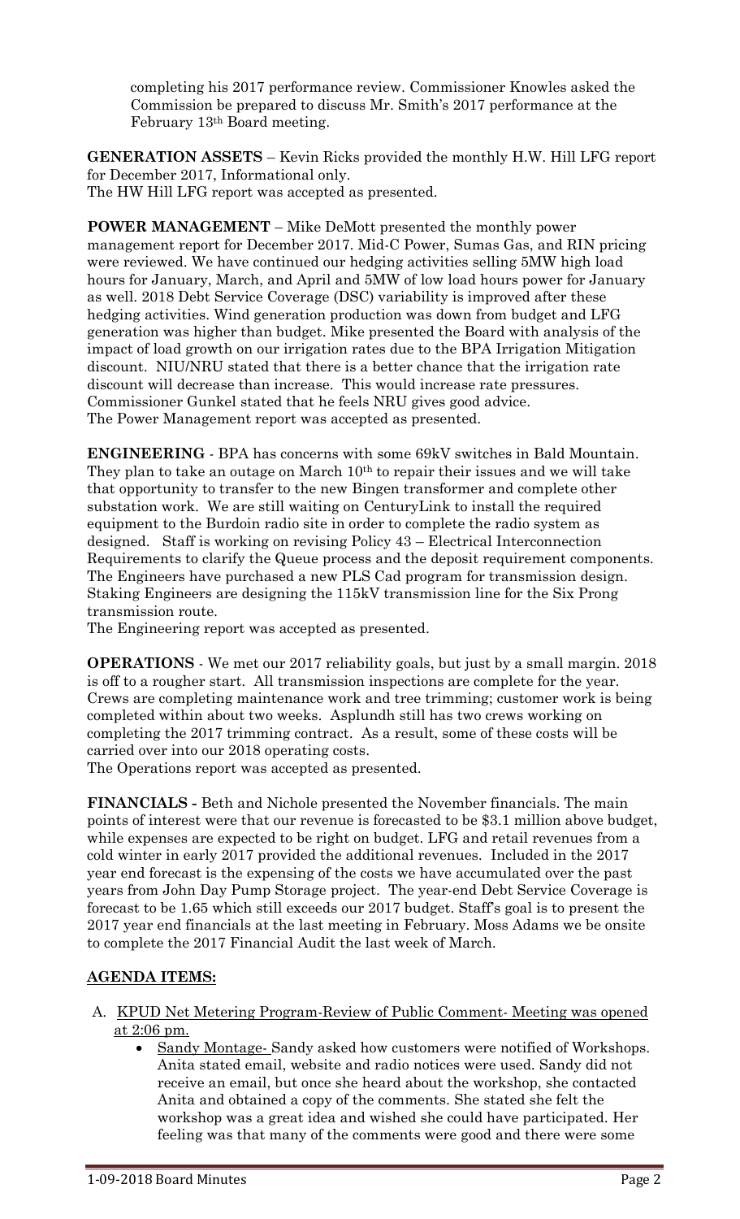completing his 2017 performance review. Commissioner Knowles asked the Commission be prepared to discuss Mr. Smith's 2017 performance at the February 13th Board meeting.

**GENERATION ASSETS** – Kevin Ricks provided the monthly H.W. Hill LFG report for December 2017, Informational only.
The HW Hill LFG report was accepted as presented.

**POWER MANAGEMENT** – Mike DeMott presented the monthly power management report for December 2017. Mid-C Power, Sumas Gas, and RIN pricing were reviewed. We have continued our hedging activities selling 5MW high load hours for January, March, and April and 5MW of low load hours power for January as well. 2018 Debt Service Coverage (DSC) variability is improved after these hedging activities. Wind generation production was down from budget and LFG generation was higher than budget. Mike presented the Board with analysis of the impact of load growth on our irrigation rates due to the BPA Irrigation Mitigation discount. NIU/NRU stated that there is a better chance that the irrigation rate discount will decrease than increase. This would increase rate pressures. Commissioner Gunkel stated that he feels NRU gives good advice.
The Power Management report was accepted as presented.

**ENGINEERING** - BPA has concerns with some 69kV switches in Bald Mountain. They plan to take an outage on March 10th to repair their issues and we will take that opportunity to transfer to the new Bingen transformer and complete other substation work. We are still waiting on CenturyLink to install the required equipment to the Burdoin radio site in order to complete the radio system as designed. Staff is working on revising Policy 43 – Electrical Interconnection Requirements to clarify the Queue process and the deposit requirement components. The Engineers have purchased a new PLS Cad program for transmission design. Staking Engineers are designing the 115kV transmission line for the Six Prong transmission route.
The Engineering report was accepted as presented.

**OPERATIONS** - We met our 2017 reliability goals, but just by a small margin. 2018 is off to a rougher start. All transmission inspections are complete for the year. Crews are completing maintenance work and tree trimming; customer work is being completed within about two weeks. Asplundh still has two crews working on completing the 2017 trimming contract. As a result, some of these costs will be carried over into our 2018 operating costs.
The Operations report was accepted as presented.

**FINANCIALS -** Beth and Nichole presented the November financials. The main points of interest were that our revenue is forecasted to be $3.1 million above budget, while expenses are expected to be right on budget. LFG and retail revenues from a cold winter in early 2017 provided the additional revenues. Included in the 2017 year end forecast is the expensing of the costs we have accumulated over the past years from John Day Pump Storage project. The year-end Debt Service Coverage is forecast to be 1.65 which still exceeds our 2017 budget. Staff's goal is to present the 2017 year end financials at the last meeting in February. Moss Adams we be onsite to complete the 2017 Financial Audit the last week of March.

## AGENDA ITEMS:

A. KPUD Net Metering Program-Review of Public Comment- Meeting was opened at 2:06 pm.
   - Sandy Montage- Sandy asked how customers were notified of Workshops. Anita stated email, website and radio notices were used. Sandy did not receive an email, but once she heard about the workshop, she contacted Anita and obtained a copy of the comments. She stated she felt the workshop was a great idea and wished she could have participated. Her feeling was that many of the comments were good and there were some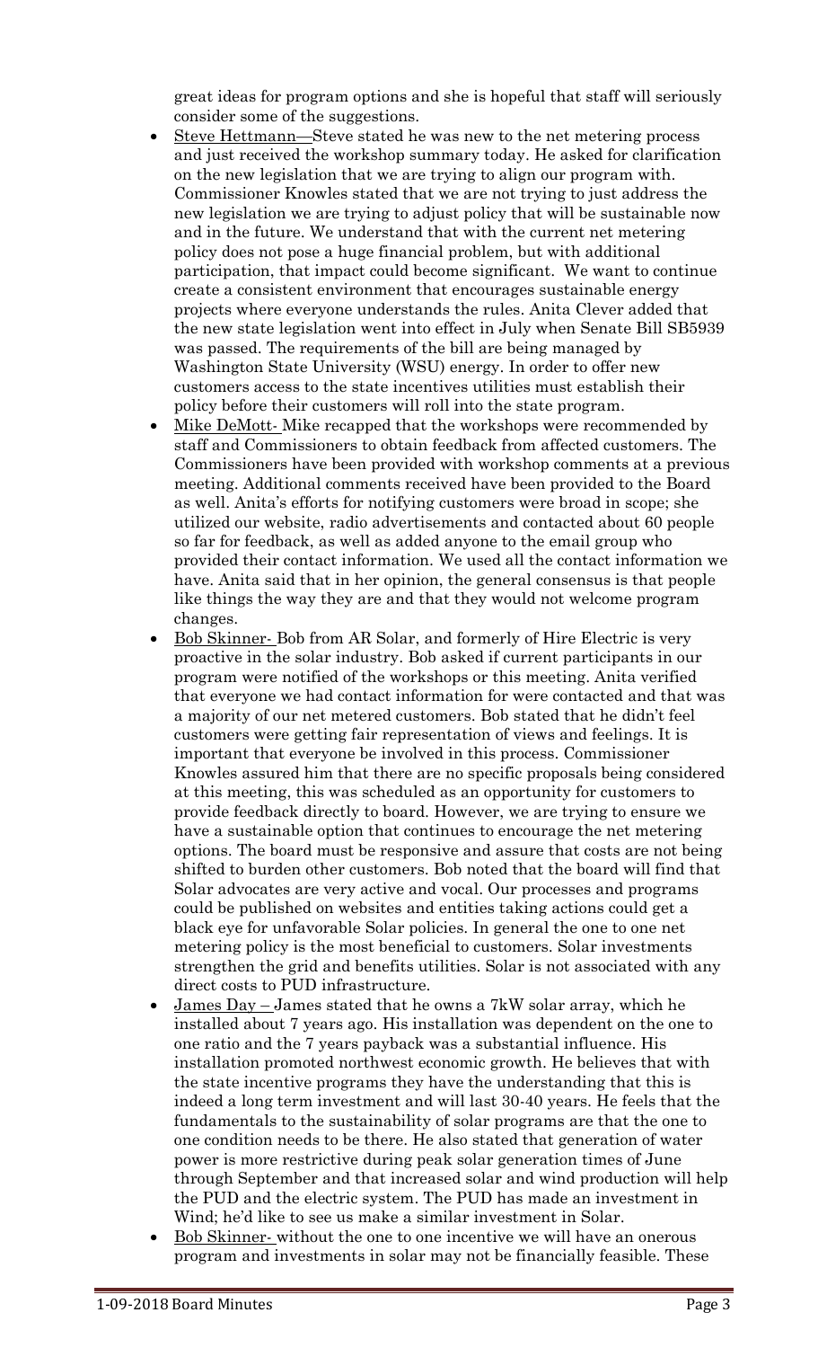great ideas for program options and she is hopeful that staff will seriously consider some of the suggestions.

- Steve Hettmann—Steve stated he was new to the net metering process and just received the workshop summary today. He asked for clarification on the new legislation that we are trying to align our program with. Commissioner Knowles stated that we are not trying to just address the new legislation we are trying to adjust policy that will be sustainable now and in the future. We understand that with the current net metering policy does not pose a huge financial problem, but with additional participation, that impact could become significant. We want to continue create a consistent environment that encourages sustainable energy projects where everyone understands the rules. Anita Clever added that the new state legislation went into effect in July when Senate Bill SB5939 was passed. The requirements of the bill are being managed by Washington State University (WSU) energy. In order to offer new customers access to the state incentives utilities must establish their policy before their customers will roll into the state program.
- Mike DeMott- Mike recapped that the workshops were recommended by staff and Commissioners to obtain feedback from affected customers. The Commissioners have been provided with workshop comments at a previous meeting. Additional comments received have been provided to the Board as well. Anita's efforts for notifying customers were broad in scope; she utilized our website, radio advertisements and contacted about 60 people so far for feedback, as well as added anyone to the email group who provided their contact information. We used all the contact information we have. Anita said that in her opinion, the general consensus is that people like things the way they are and that they would not welcome program changes.
- Bob Skinner- Bob from AR Solar, and formerly of Hire Electric is very proactive in the solar industry. Bob asked if current participants in our program were notified of the workshops or this meeting. Anita verified that everyone we had contact information for were contacted and that was a majority of our net metered customers. Bob stated that he didn't feel customers were getting fair representation of views and feelings. It is important that everyone be involved in this process. Commissioner Knowles assured him that there are no specific proposals being considered at this meeting, this was scheduled as an opportunity for customers to provide feedback directly to board. However, we are trying to ensure we have a sustainable option that continues to encourage the net metering options. The board must be responsive and assure that costs are not being shifted to burden other customers. Bob noted that the board will find that Solar advocates are very active and vocal. Our processes and programs could be published on websites and entities taking actions could get a black eye for unfavorable Solar policies. In general the one to one net metering policy is the most beneficial to customers. Solar investments strengthen the grid and benefits utilities. Solar is not associated with any direct costs to PUD infrastructure.
- James Day – James stated that he owns a 7kW solar array, which he installed about 7 years ago. His installation was dependent on the one to one ratio and the 7 years payback was a substantial influence. His installation promoted northwest economic growth. He believes that with the state incentive programs they have the understanding that this is indeed a long term investment and will last 30-40 years. He feels that the fundamentals to the sustainability of solar programs are that the one to one condition needs to be there. He also stated that generation of water power is more restrictive during peak solar generation times of June through September and that increased solar and wind production will help the PUD and the electric system. The PUD has made an investment in Wind; he'd like to see us make a similar investment in Solar.
- Bob Skinner- without the one to one incentive we will have an onerous program and investments in solar may not be financially feasible. These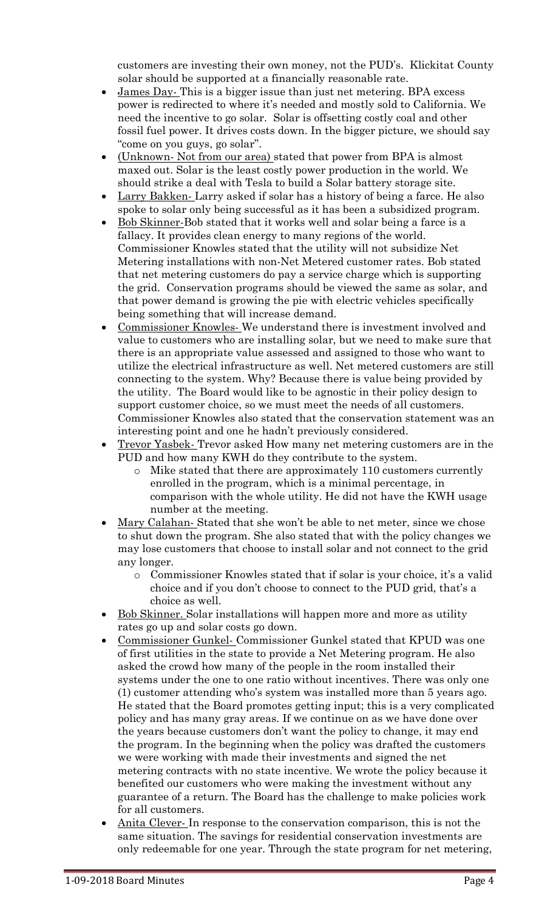customers are investing their own money, not the PUD's. Klickitat County solar should be supported at a financially reasonable rate.

- James Day- This is a bigger issue than just net metering. BPA excess power is redirected to where it's needed and mostly sold to California. We need the incentive to go solar. Solar is offsetting costly coal and other fossil fuel power. It drives costs down. In the bigger picture, we should say "come on you guys, go solar".
- (Unknown- Not from our area) stated that power from BPA is almost maxed out. Solar is the least costly power production in the world. We should strike a deal with Tesla to build a Solar battery storage site.
- Larry Bakken- Larry asked if solar has a history of being a farce. He also spoke to solar only being successful as it has been a subsidized program.
- Bob Skinner-Bob stated that it works well and solar being a farce is a fallacy. It provides clean energy to many regions of the world. Commissioner Knowles stated that the utility will not subsidize Net Metering installations with non-Net Metered customer rates. Bob stated that net metering customers do pay a service charge which is supporting the grid. Conservation programs should be viewed the same as solar, and that power demand is growing the pie with electric vehicles specifically being something that will increase demand.
- Commissioner Knowles- We understand there is investment involved and value to customers who are installing solar, but we need to make sure that there is an appropriate value assessed and assigned to those who want to utilize the electrical infrastructure as well. Net metered customers are still connecting to the system. Why? Because there is value being provided by the utility. The Board would like to be agnostic in their policy design to support customer choice, so we must meet the needs of all customers. Commissioner Knowles also stated that the conservation statement was an interesting point and one he hadn't previously considered.
- Trevor Yasbek- Trevor asked How many net metering customers are in the PUD and how many KWH do they contribute to the system.
  - Mike stated that there are approximately 110 customers currently enrolled in the program, which is a minimal percentage, in comparison with the whole utility. He did not have the KWH usage number at the meeting.
- Mary Calahan- Stated that she won't be able to net meter, since we chose to shut down the program. She also stated that with the policy changes we may lose customers that choose to install solar and not connect to the grid any longer.
  - Commissioner Knowles stated that if solar is your choice, it's a valid choice and if you don't choose to connect to the PUD grid, that's a choice as well.
- Bob Skinner. Solar installations will happen more and more as utility rates go up and solar costs go down.
- Commissioner Gunkel- Commissioner Gunkel stated that KPUD was one of first utilities in the state to provide a Net Metering program. He also asked the crowd how many of the people in the room installed their systems under the one to one ratio without incentives. There was only one (1) customer attending who's system was installed more than 5 years ago. He stated that the Board promotes getting input; this is a very complicated policy and has many gray areas. If we continue on as we have done over the years because customers don't want the policy to change, it may end the program. In the beginning when the policy was drafted the customers we were working with made their investments and signed the net metering contracts with no state incentive. We wrote the policy because it benefited our customers who were making the investment without any guarantee of a return. The Board has the challenge to make policies work for all customers.
- Anita Clever- In response to the conservation comparison, this is not the same situation. The savings for residential conservation investments are only redeemable for one year. Through the state program for net metering,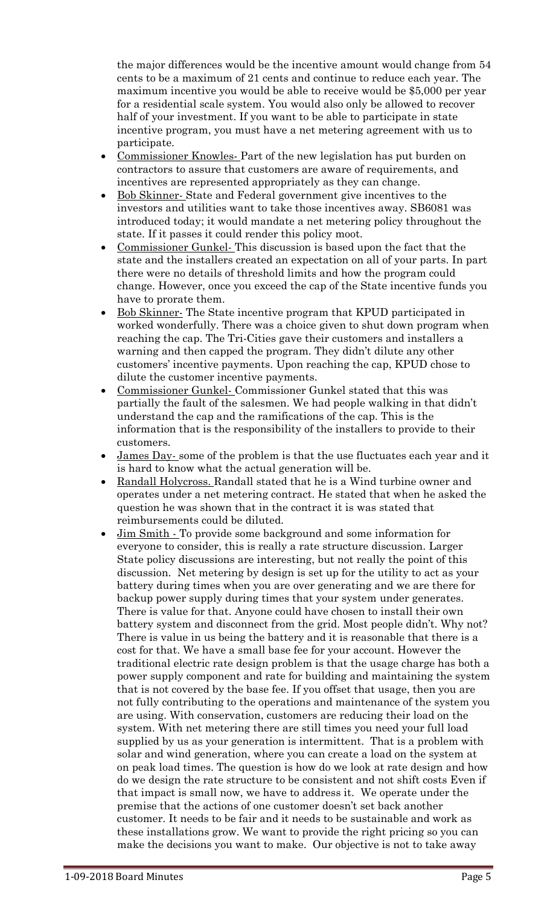the major differences would be the incentive amount would change from 54 cents to be a maximum of 21 cents and continue to reduce each year. The maximum incentive you would be able to receive would be $5,000 per year for a residential scale system. You would also only be allowed to recover half of your investment. If you want to be able to participate in state incentive program, you must have a net metering agreement with us to participate.

- Commissioner Knowles- Part of the new legislation has put burden on contractors to assure that customers are aware of requirements, and incentives are represented appropriately as they can change.
- Bob Skinner- State and Federal government give incentives to the investors and utilities want to take those incentives away. SB6081 was introduced today; it would mandate a net metering policy throughout the state. If it passes it could render this policy moot.
- Commissioner Gunkel- This discussion is based upon the fact that the state and the installers created an expectation on all of your parts. In part there were no details of threshold limits and how the program could change. However, once you exceed the cap of the State incentive funds you have to prorate them.
- Bob Skinner- The State incentive program that KPUD participated in worked wonderfully. There was a choice given to shut down program when reaching the cap. The Tri-Cities gave their customers and installers a warning and then capped the program. They didn't dilute any other customers' incentive payments. Upon reaching the cap, KPUD chose to dilute the customer incentive payments.
- Commissioner Gunkel- Commissioner Gunkel stated that this was partially the fault of the salesmen. We had people walking in that didn't understand the cap and the ramifications of the cap. This is the information that is the responsibility of the installers to provide to their customers.
- James Day- some of the problem is that the use fluctuates each year and it is hard to know what the actual generation will be.
- Randall Holycross. Randall stated that he is a Wind turbine owner and operates under a net metering contract. He stated that when he asked the question he was shown that in the contract it is was stated that reimbursements could be diluted.
- Jim Smith - To provide some background and some information for everyone to consider, this is really a rate structure discussion. Larger State policy discussions are interesting, but not really the point of this discussion. Net metering by design is set up for the utility to act as your battery during times when you are over generating and we are there for backup power supply during times that your system under generates. There is value for that. Anyone could have chosen to install their own battery system and disconnect from the grid. Most people didn't. Why not? There is value in us being the battery and it is reasonable that there is a cost for that. We have a small base fee for your account. However the traditional electric rate design problem is that the usage charge has both a power supply component and rate for building and maintaining the system that is not covered by the base fee. If you offset that usage, then you are not fully contributing to the operations and maintenance of the system you are using. With conservation, customers are reducing their load on the system. With net metering there are still times you need your full load supplied by us as your generation is intermittent. That is a problem with solar and wind generation, where you can create a load on the system at on peak load times. The question is how do we look at rate design and how do we design the rate structure to be consistent and not shift costs Even if that impact is small now, we have to address it. We operate under the premise that the actions of one customer doesn't set back another customer. It needs to be fair and it needs to be sustainable and work as these installations grow. We want to provide the right pricing so you can make the decisions you want to make. Our objective is not to take away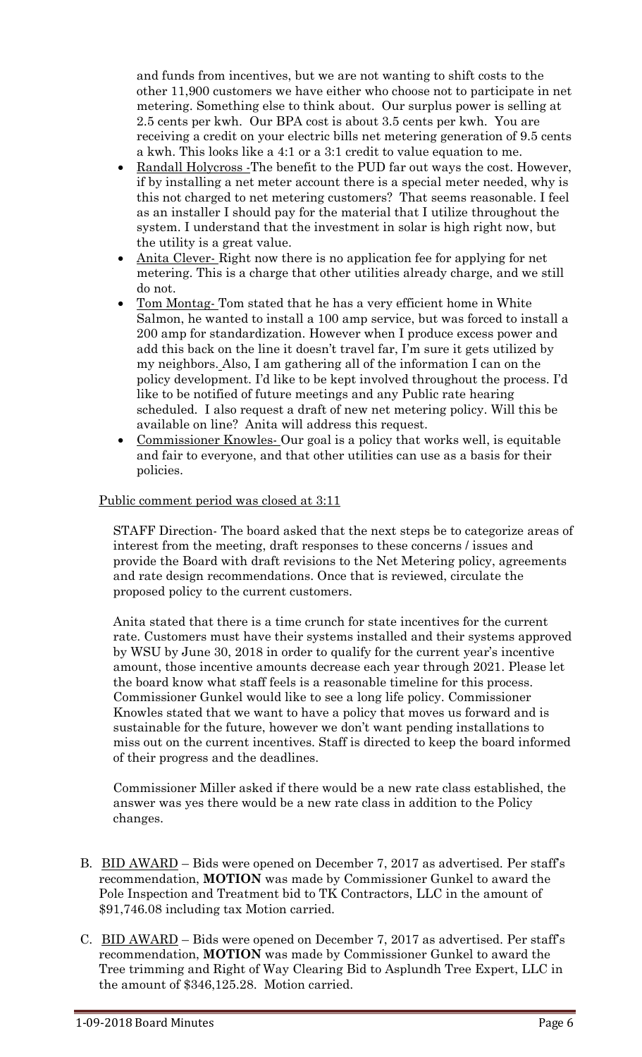and funds from incentives, but we are not wanting to shift costs to the other 11,900 customers we have either who choose not to participate in net metering. Something else to think about. Our surplus power is selling at 2.5 cents per kwh. Our BPA cost is about 3.5 cents per kwh. You are receiving a credit on your electric bills net metering generation of 9.5 cents a kwh. This looks like a 4:1 or a 3:1 credit to value equation to me.

- Randall Holycross -The benefit to the PUD far out ways the cost. However, if by installing a net meter account there is a special meter needed, why is this not charged to net metering customers? That seems reasonable. I feel as an installer I should pay for the material that I utilize throughout the system. I understand that the investment in solar is high right now, but the utility is a great value.
- Anita Clever- Right now there is no application fee for applying for net metering. This is a charge that other utilities already charge, and we still do not.
- Tom Montag- Tom stated that he has a very efficient home in White Salmon, he wanted to install a 100 amp service, but was forced to install a 200 amp for standardization. However when I produce excess power and add this back on the line it doesn't travel far, I'm sure it gets utilized by my neighbors. Also, I am gathering all of the information I can on the policy development. I'd like to be kept involved throughout the process. I'd like to be notified of future meetings and any Public rate hearing scheduled. I also request a draft of new net metering policy. Will this be available on line? Anita will address this request.
- Commissioner Knowles- Our goal is a policy that works well, is equitable and fair to everyone, and that other utilities can use as a basis for their policies.

Public comment period was closed at 3:11

STAFF Direction- The board asked that the next steps be to categorize areas of interest from the meeting, draft responses to these concerns / issues and provide the Board with draft revisions to the Net Metering policy, agreements and rate design recommendations. Once that is reviewed, circulate the proposed policy to the current customers.

Anita stated that there is a time crunch for state incentives for the current rate. Customers must have their systems installed and their systems approved by WSU by June 30, 2018 in order to qualify for the current year's incentive amount, those incentive amounts decrease each year through 2021. Please let the board know what staff feels is a reasonable timeline for this process. Commissioner Gunkel would like to see a long life policy. Commissioner Knowles stated that we want to have a policy that moves us forward and is sustainable for the future, however we don't want pending installations to miss out on the current incentives. Staff is directed to keep the board informed of their progress and the deadlines.

Commissioner Miller asked if there would be a new rate class established, the answer was yes there would be a new rate class in addition to the Policy changes.

B. BID AWARD – Bids were opened on December 7, 2017 as advertised. Per staff's recommendation, **MOTION** was made by Commissioner Gunkel to award the Pole Inspection and Treatment bid to TK Contractors, LLC in the amount of $91,746.08 including tax Motion carried.

C. BID AWARD – Bids were opened on December 7, 2017 as advertised. Per staff's recommendation, **MOTION** was made by Commissioner Gunkel to award the Tree trimming and Right of Way Clearing Bid to Asplundh Tree Expert, LLC in the amount of $346,125.28. Motion carried.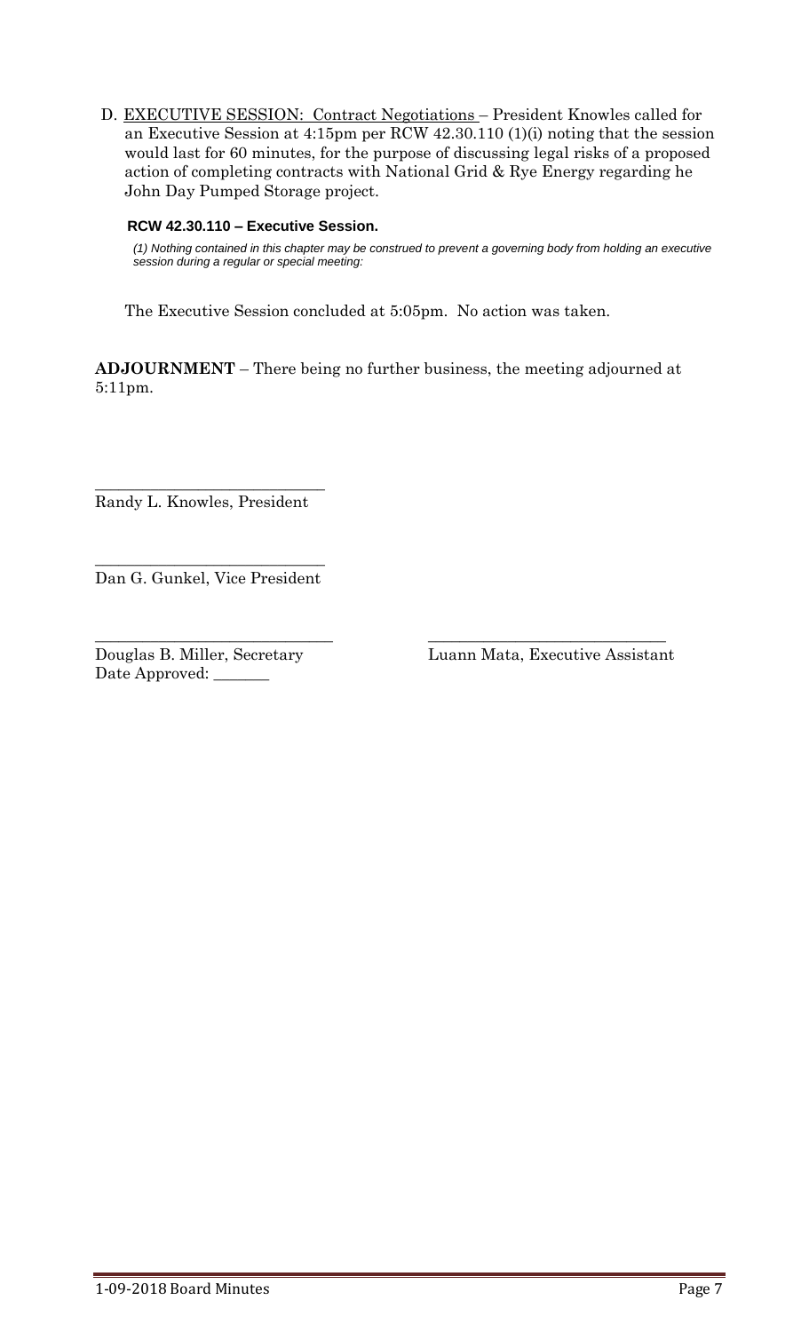D. <u>EXECUTIVE SESSION: Contract Negotiations</u> – President Knowles called for an Executive Session at 4:15pm per RCW 42.30.110 (1)(i) noting that the session would last for 60 minutes, for the purpose of discussing legal risks of a proposed action of completing contracts with National Grid & Rye Energy regarding he John Day Pumped Storage project.

**RCW 42.30.110 – Executive Session.**

*(1) Nothing contained in this chapter may be construed to prevent a governing body from holding an executive session during a regular or special meeting:*

The Executive Session concluded at 5:05pm. No action was taken.

**ADJOURNMENT** – There being no further business, the meeting adjourned at 5:11pm.

\_\_\_\_\_\_\_\_\_\_\_\_\_\_\_\_\_\_\_\_\_\_\_\_\_\_\_\_\_
Randy L. Knowles, President

\_\_\_\_\_\_\_\_\_\_\_\_\_\_\_\_\_\_\_\_\_\_\_\_\_\_\_\_\_
Dan G. Gunkel, Vice President

\_\_\_\_\_\_\_\_\_\_\_\_\_\_\_\_\_\_\_\_\_\_\_\_\_\_\_\_\_
Douglas B. Miller, Secretary
Date Approved: \_\_\_\_\_\_\_

\_\_\_\_\_\_\_\_\_\_\_\_\_\_\_\_\_\_\_\_\_\_\_\_\_\_\_\_\_
Luann Mata, Executive Assistant